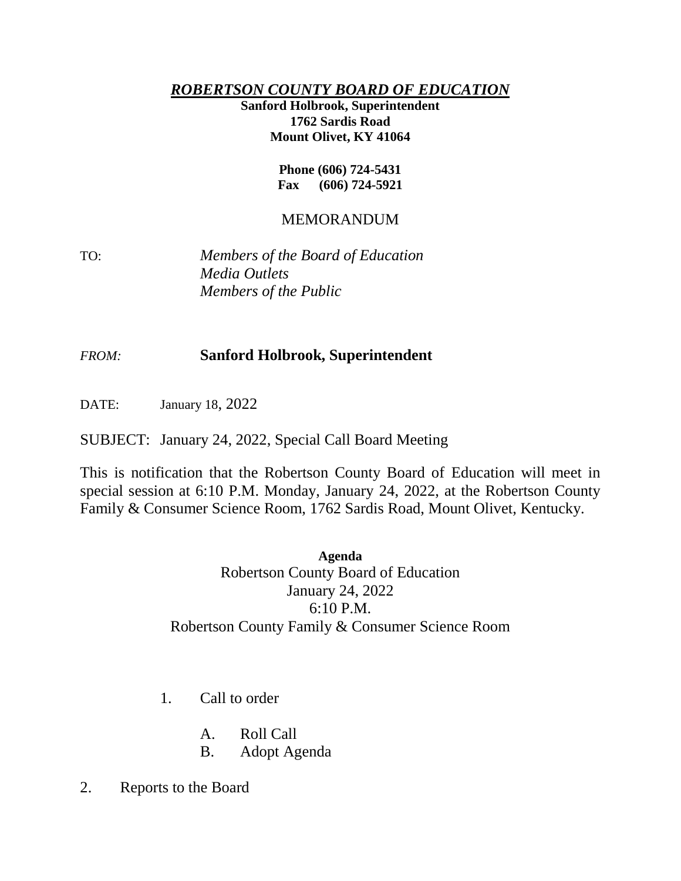***ROBERTSON COUNTY BOARD OF EDUCATION***

**Sanford Holbrook, Superintendent**
**1762 Sardis Road**
**Mount Olivet, KY 41064**

**Phone (606) 724-5431**
**Fax (606) 724-5921**

MEMORANDUM

TO: *Members of the Board of Education*
*Media Outlets*
*Members of the Public*

*FROM:* **Sanford Holbrook, Superintendent**

DATE: January 18, 2022

SUBJECT: January 24, 2022, Special Call Board Meeting

This is notification that the Robertson County Board of Education will meet in special session at 6:10 P.M. Monday, January 24, 2022, at the Robertson County Family & Consumer Science Room, 1762 Sardis Road, Mount Olivet, Kentucky.

**Agenda**
Robertson County Board of Education
January 24, 2022
6:10 P.M.
Robertson County Family & Consumer Science Room

1. Call to order
   A. Roll Call
   B. Adopt Agenda
2. Reports to the Board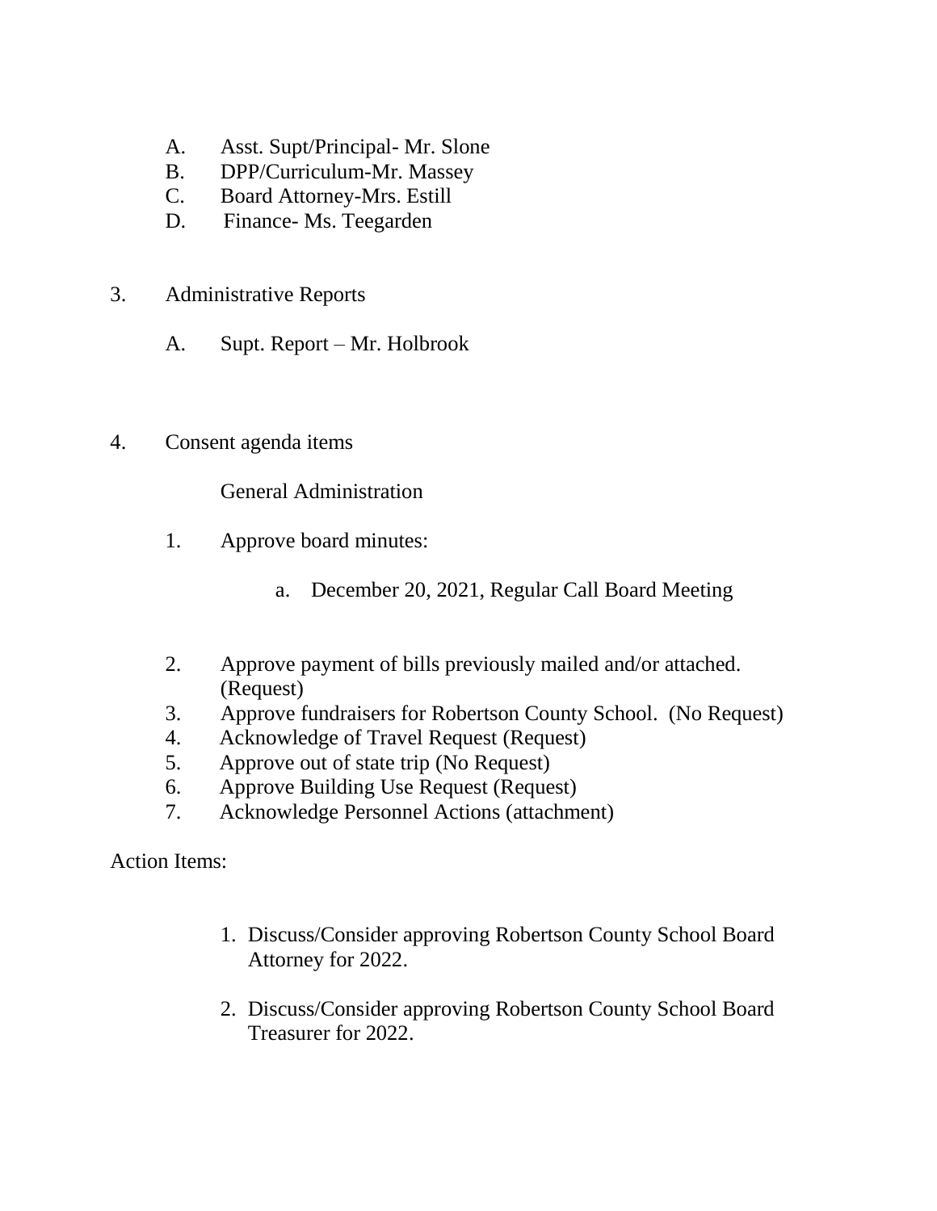A. Asst. Supt/Principal- Mr. Slone
B. DPP/Curriculum-Mr. Massey
C. Board Attorney-Mrs. Estill
D. Finance- Ms. Teegarden

3. Administrative Reports

    A. Supt. Report – Mr. Holbrook

4. Consent agenda items

    General Administration

    1. Approve board minutes:

        a. December 20, 2021, Regular Call Board Meeting

    2. Approve payment of bills previously mailed and/or attached. (Request)
    3. Approve fundraisers for Robertson County School. (No Request)
    4. Acknowledge of Travel Request (Request)
    5. Approve out of state trip (No Request)
    6. Approve Building Use Request (Request)
    7. Acknowledge Personnel Actions (attachment)

Action Items:

1. Discuss/Consider approving Robertson County School Board Attorney for 2022.

2. Discuss/Consider approving Robertson County School Board Treasurer for 2022.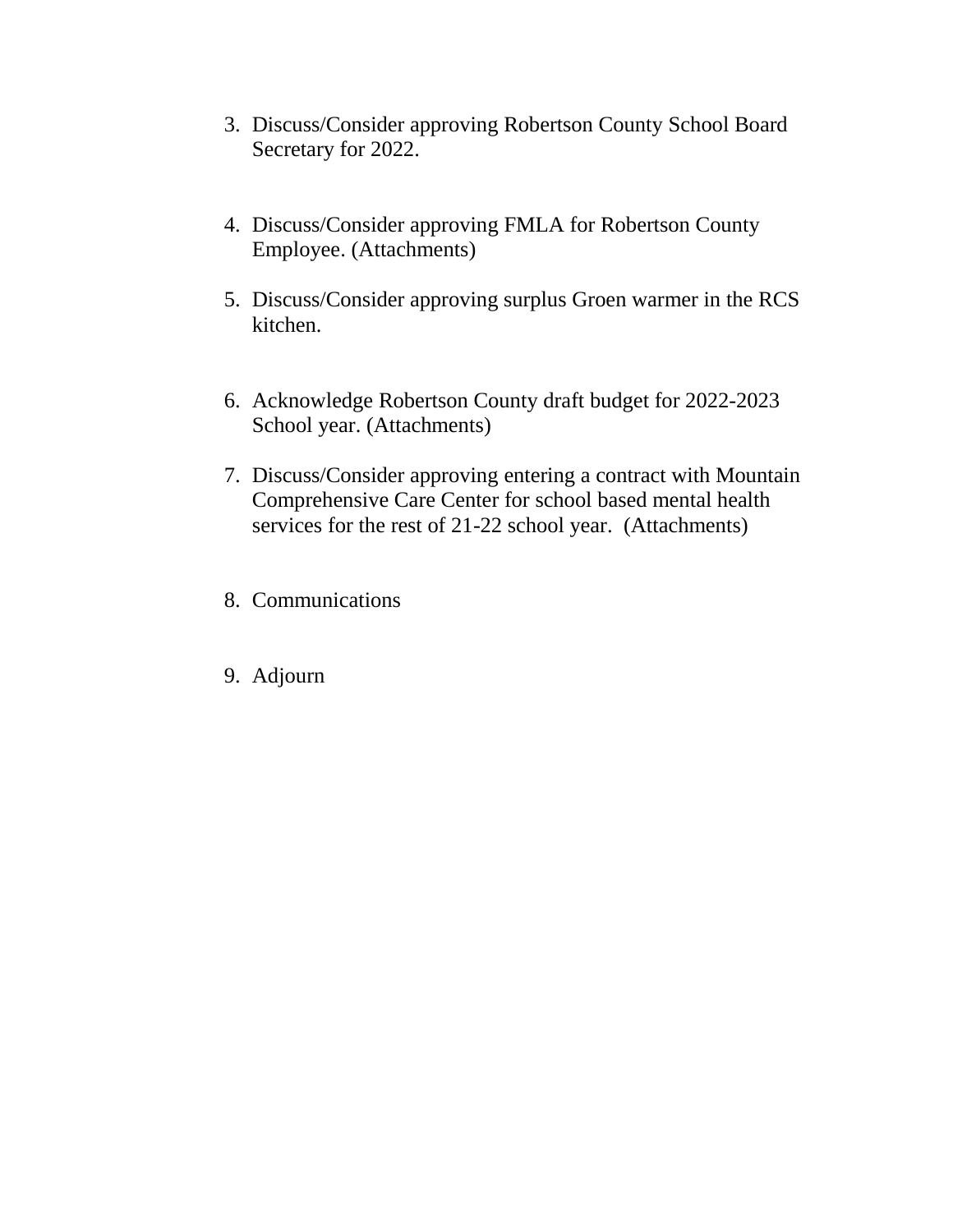3. Discuss/Consider approving Robertson County School Board Secretary for 2022.

4. Discuss/Consider approving FMLA for Robertson County Employee. (Attachments)

5. Discuss/Consider approving surplus Groen warmer in the RCS kitchen.

6. Acknowledge Robertson County draft budget for 2022-2023 School year. (Attachments)

7. Discuss/Consider approving entering a contract with Mountain Comprehensive Care Center for school based mental health services for the rest of 21-22 school year. (Attachments)

8. Communications

9. Adjourn